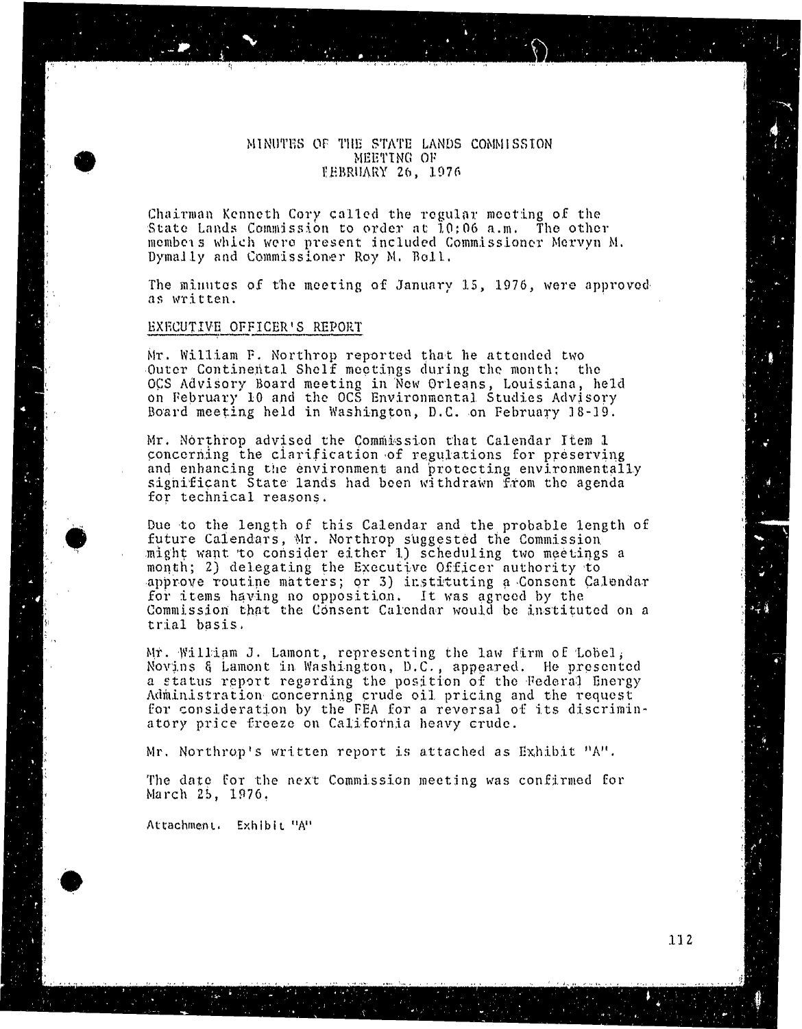# MINUTES OF THE STATE LANDS COMMISSION
## MEETING OF
## FEBRUARY 26, 1976

Chairman Kenneth Cory called the regular meeting of the State Lands Commission to order at 10:06 a.m. The other members which were present included Commissioner Mervyn M. Dymally and Commissioner Roy M. Bell.

The minutes of the meeting of January 15, 1976, were approved as written.

## EXECUTIVE OFFICER'S REPORT

Mr. William F. Northrop reported that he attended two Outer Continental Shelf meetings during the month: the OCS Advisory Board meeting in New Orleans, Louisiana, held on February 10 and the OCS Environmental Studies Advisory Board meeting held in Washington, D.C. on February 18-19.

Mr. Northrop advised the Commission that Calendar Item 1 concerning the clarification of regulations for preserving and enhancing the environment and protecting environmentally significant State lands had been withdrawn from the agenda for technical reasons.

Due to the length of this Calendar and the probable length of future Calendars, Mr. Northrop suggested the Commission might want to consider either 1) scheduling two meetings a month; 2) delegating the Executive Officer authority to approve routine matters; or 3) instituting a Consent Calendar for items having no opposition. It was agreed by the Commission that the Consent Calendar would be instituted on a trial basis.

Mr. William J. Lamont, representing the law firm of Lobel, Novins & Lamont in Washington, D.C., appeared. He presented a status report regarding the position of the Federal Energy Administration concerning crude oil pricing and the request for consideration by the FEA for a reversal of its discriminatory price freeze on California heavy crude.

Mr. Northrop's written report is attached as Exhibit "A".

The date for the next Commission meeting was confirmed for March 25, 1976.

Attachment. Exhibit "A"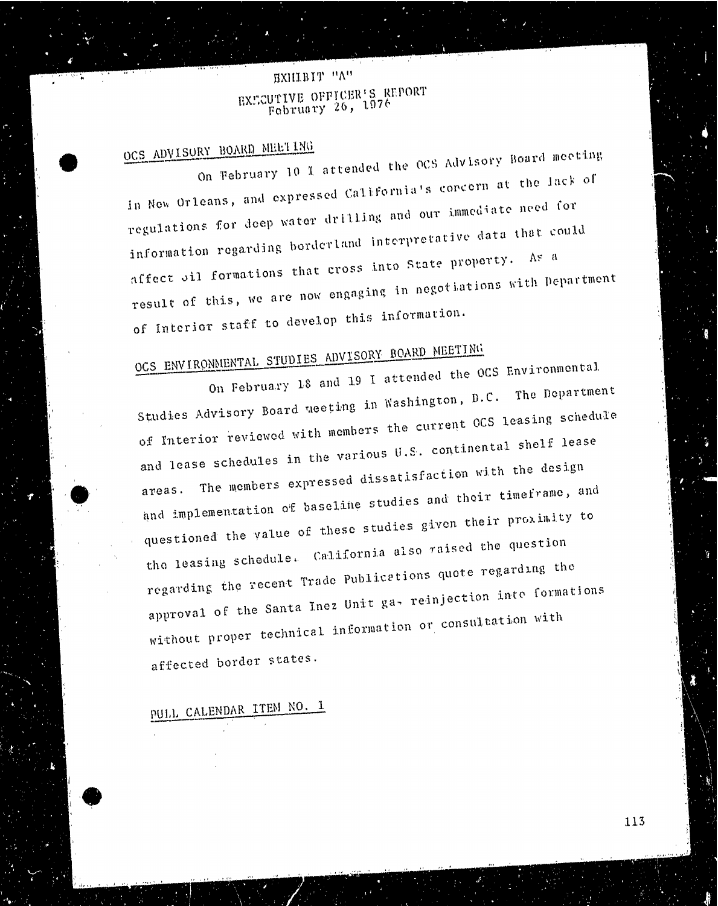EXHIBIT "A"

EXECUTIVE OFFICER'S REPORT
February 26, 1976

OCS ADVISORY BOARD MEETING

On February 10 I attended the OCS Advisory Board meeting in New Orleans, and expressed California's concern at the lack of regulations for deep water drilling and our immediate need for information regarding borderland interpretative data that could affect oil formations that cross into State property. As a result of this, we are now engaging in negotiations with Department of Interior staff to develop this information.

OCS ENVIRONMENTAL STUDIES ADVISORY BOARD MEETING

On February 18 and 19 I attended the OCS Environmental Studies Advisory Board meeting in Washington, D.C. The Department of Interior reviewed with members the current OCS leasing schedule and lease schedules in the various U.S. continental shelf lease areas. The members expressed dissatisfaction with the design and implementation of baseline studies and their timeframe, and questioned the value of these studies given their proximity to the leasing schedule. California also raised the question regarding the recent Trade Publications quote regarding the approval of the Santa Inez Unit gas reinjection into formations without proper technical information or consultation with affected border states.

PULL CALENDAR ITEM NO. 1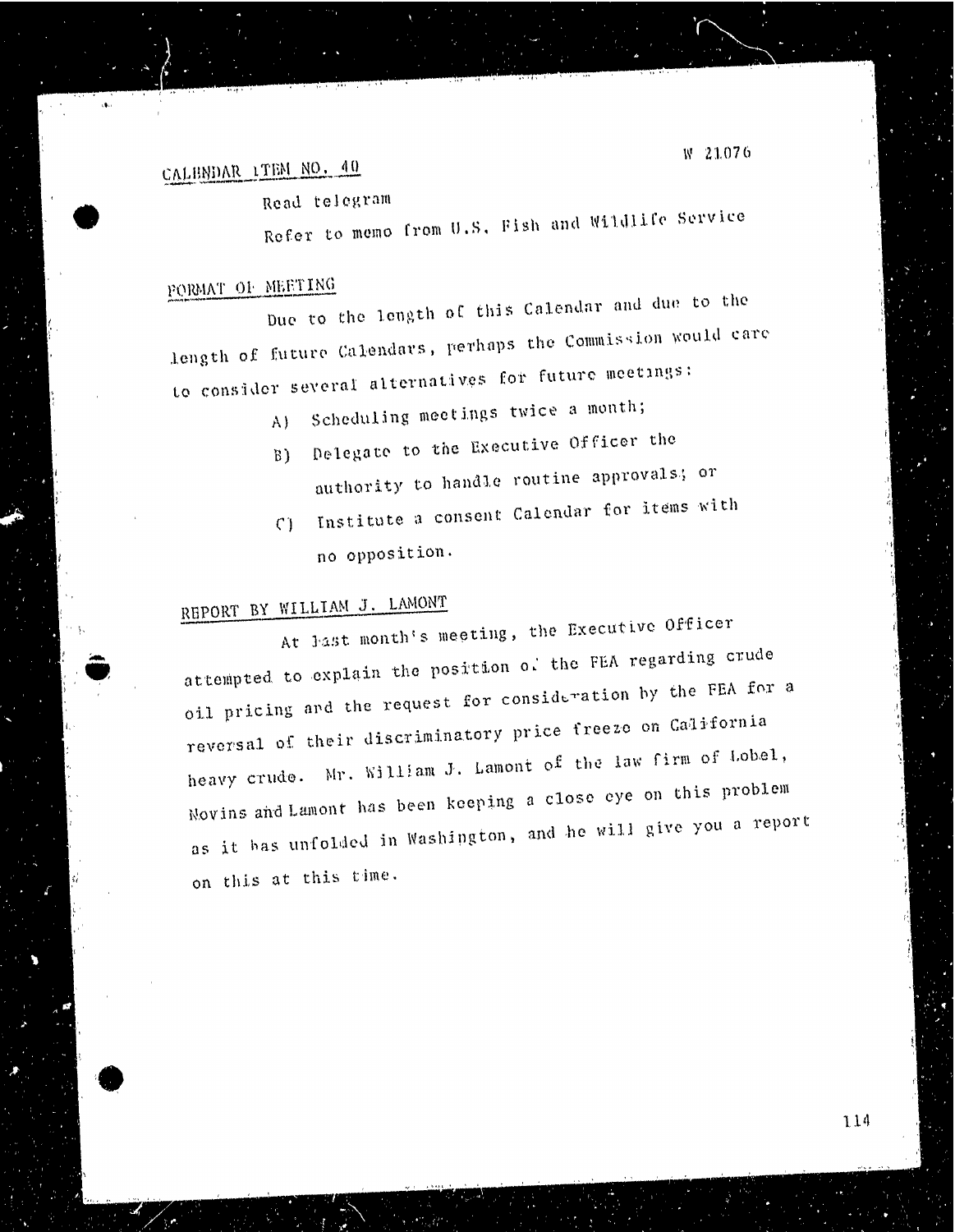CALENDAR ITEM NO. 40

W 21076

Read telegram

Refer to memo from U.S. Fish and Wildlife Service

FORMAT OF MEETING

Due to the length of this Calendar and due to the length of future Calendars, perhaps the Commission would care to consider several alternatives for future meetings:

A) Scheduling meetings twice a month;

B) Delegate to the Executive Officer the authority to handle routine approvals; or

C) Institute a consent Calendar for items with no opposition.

REPORT BY WILLIAM J. LAMONT

At last month's meeting, the Executive Officer attempted to explain the position of the FEA regarding crude oil pricing and the request for consideration by the FEA for a reversal of their discriminatory price freeze on California heavy crude. Mr. William J. Lamont of the law firm of Lobel, Novins and Lamont has been keeping a close eye on this problem as it has unfolded in Washington, and he will give you a report on this at this time.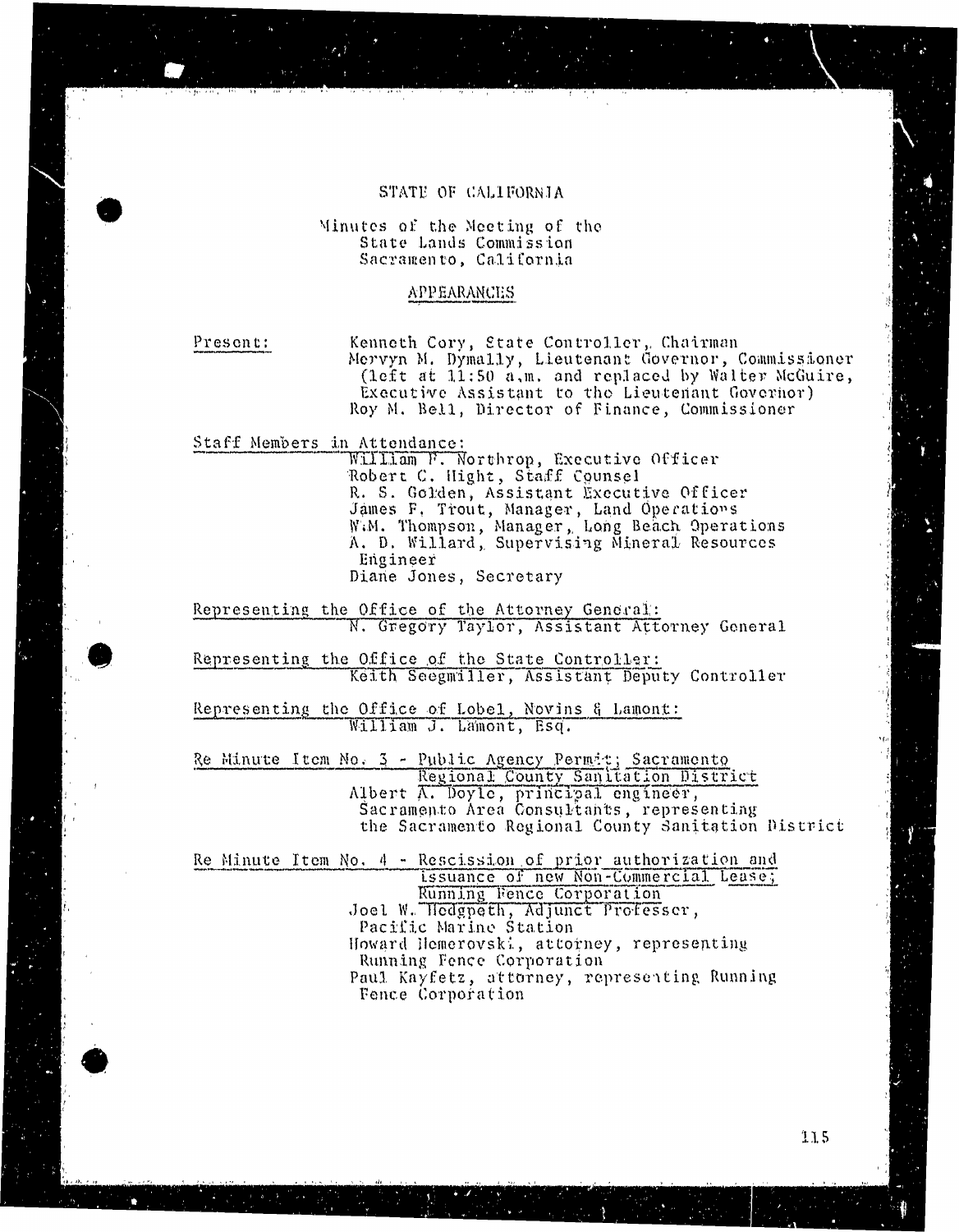# STATE OF CALIFORNIA

Minutes of the Meeting of the
State Lands Commission
Sacramento, California

## APPEARANCES

Present: Kenneth Cory, State Controller, Chairman
Mervyn M. Dymally, Lieutenant Governor, Commissioner (left at 11:50 a.m. and replaced by Walter McGuire, Executive Assistant to the Lieutenant Governor)
Roy M. Bell, Director of Finance, Commissioner

Staff Members in Attendance:

William F. Northrop, Executive Officer
Robert C. Hight, Staff Counsel
R. S. Golden, Assistant Executive Officer
James F. Trout, Manager, Land Operations
W.M. Thompson, Manager, Long Beach Operations
A. D. Willard, Supervising Mineral Resources Engineer
Diane Jones, Secretary

Representing the Office of the Attorney General:

N. Gregory Taylor, Assistant Attorney General

Representing the Office of the State Controller:

Keith Seegmiller, Assistant Deputy Controller

Representing the Office of Lobel, Novins & Lamont:

William J. Lamont, Esq.

Re Minute Item No. 3 - Public Agency Permit; Sacramento Regional County Sanitation District

Albert A. Doyle, principal engineer, Sacramento Area Consultants, representing the Sacramento Regional County Sanitation District

Re Minute Item No. 4 - Rescission of prior authorization and issuance of new Non-Commercial Lease; Running Fence Corporation

Joel W. Hedgpeth, Adjunct Professer, Pacific Marine Station
Howard Hemerovski, attorney, representing Running Fence Corporation
Paul Kayfetz, attorney, representing Running Fence Corporation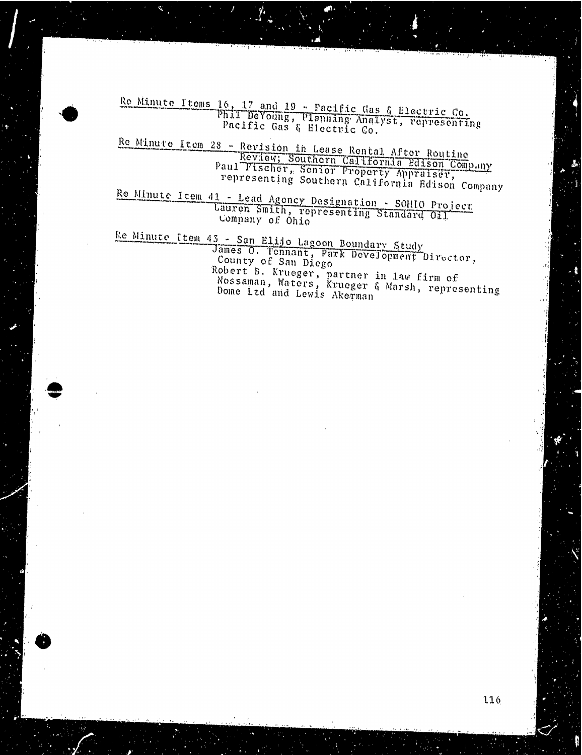Re Minute Items 16, 17 and 19 - Pacific Gas & Electric Co.
Phil DeYoung, Planning Analyst, representing Pacific Gas & Electric Co.

Re Minute Item 28 - Revision in Lease Rental After Routine Review; Southern California Edison Company
Paul Fischer, Senior Property Appraiser, representing Southern California Edison Company

Re Minute Item 41 - Lead Agency Designation - SOHIO Project
Lauren Smith, representing Standard Oil Company of Ohio

Re Minute Item 43 - San Elijo Lagoon Boundary Study
James O. Tennant, Park Development Director, County of San Diego
Robert B. Krueger, partner in law firm of Nossaman, Waters, Krueger & Marsh, representing Dome Ltd and Lewis Akerman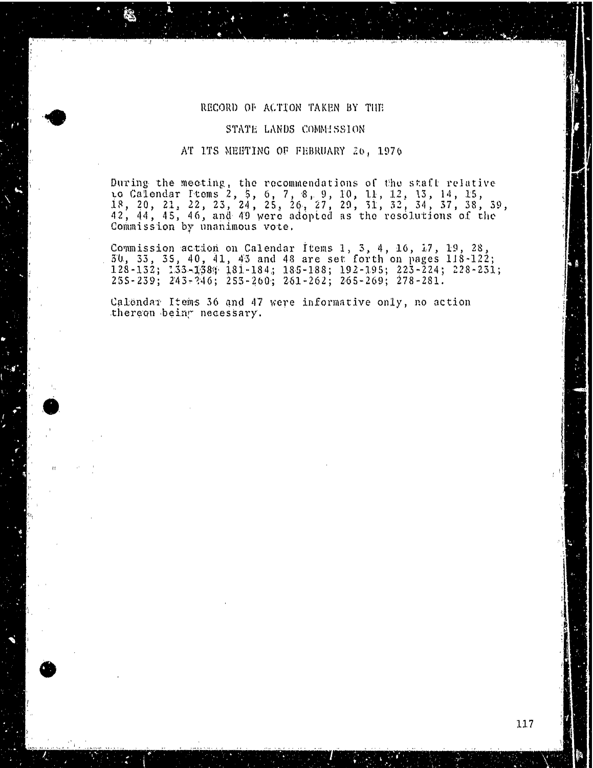RECORD OF ACTION TAKEN BY THE

STATE LANDS COMMISSION

AT ITS MEETING OF FEBRUARY 26, 1976

During the meeting, the recommendations of the staff relative to Calendar Items 2, 5, 6, 7, 8, 9, 10, 11, 12, 13, 14, 15, 18, 20, 21, 22, 23, 24, 25, 26, 27, 29, 31, 32, 34, 37, 38, 39, 42, 44, 45, 46, and 49 were adopted as the resolutions of the Commission by unanimous vote.

Commission action on Calendar Items 1, 3, 4, 16, 17, 19, 28, 30, 33, 35, 40, 41, 43 and 48 are set forth on pages 118-122; 128-132; 133-138; 181-184; 185-188; 192-195; 223-224; 228-231; 235-239; 243-246; 253-260; 261-262; 265-269; 278-281.

Calendar Items 36 and 47 were informative only, no action thereon being necessary.